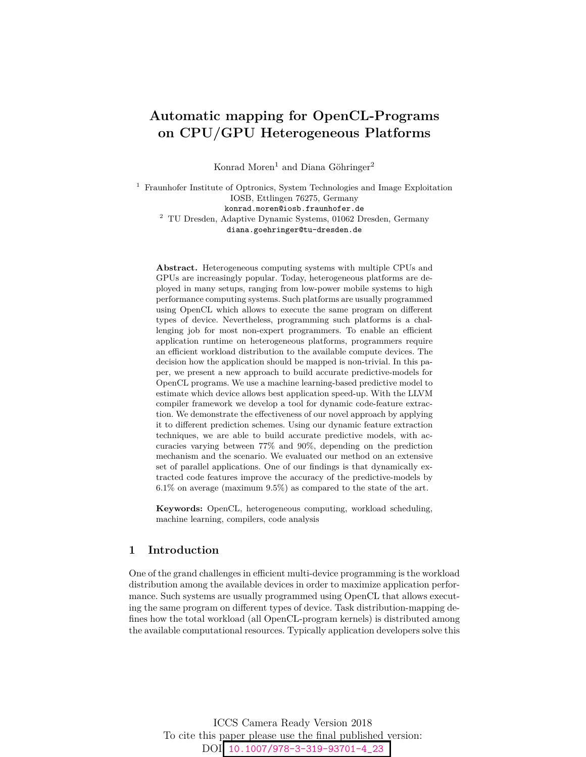# Automatic mapping for OpenCL-Programs on CPU/GPU Heterogeneous Platforms

Konrad Moren[1] and Diana Göhringer[2]

[1] Fraunhofer Institute of Optronics, System Technologies and Image Exploitation IOSB, Ettlingen 76275, Germany
konrad.moren@iosb.fraunhofer.de

[2] TU Dresden, Adaptive Dynamic Systems, 01062 Dresden, Germany
diana.goehringer@tu-dresden.de

**Abstract.** Heterogeneous computing systems with multiple CPUs and GPUs are increasingly popular. Today, heterogeneous platforms are deployed in many setups, ranging from low-power mobile systems to high performance computing systems. Such platforms are usually programmed using OpenCL which allows to execute the same program on different types of device. Nevertheless, programming such platforms is a challenging job for most non-expert programmers. To enable an efficient application runtime on heterogeneous platforms, programmers require an efficient workload distribution to the available compute devices. The decision how the application should be mapped is non-trivial. In this paper, we present a new approach to build accurate predictive-models for OpenCL programs. We use a machine learning-based predictive model to estimate which device allows best application speed-up. With the LLVM compiler framework we develop a tool for dynamic code-feature extraction. We demonstrate the effectiveness of our novel approach by applying it to different prediction schemes. Using our dynamic feature extraction techniques, we are able to build accurate predictive models, with accuracies varying between 77% and 90%, depending on the prediction mechanism and the scenario. We evaluated our method on an extensive set of parallel applications. One of our findings is that dynamically extracted code features improve the accuracy of the predictive-models by 6.1% on average (maximum 9.5%) as compared to the state of the art.

**Keywords:** OpenCL, heterogeneous computing, workload scheduling, machine learning, compilers, code analysis

## 1 Introduction

One of the grand challenges in efficient multi-device programming is the workload distribution among the available devices in order to maximize application performance. Such systems are usually programmed using OpenCL that allows executing the same program on different types of device. Task distribution-mapping defines how the total workload (all OpenCL-program kernels) is distributed among the available computational resources. Typically application developers solve this

ICCS Camera Ready Version 2018
To cite this paper please use the final published version:
DOI 10.1007/978-3-319-93701-4_23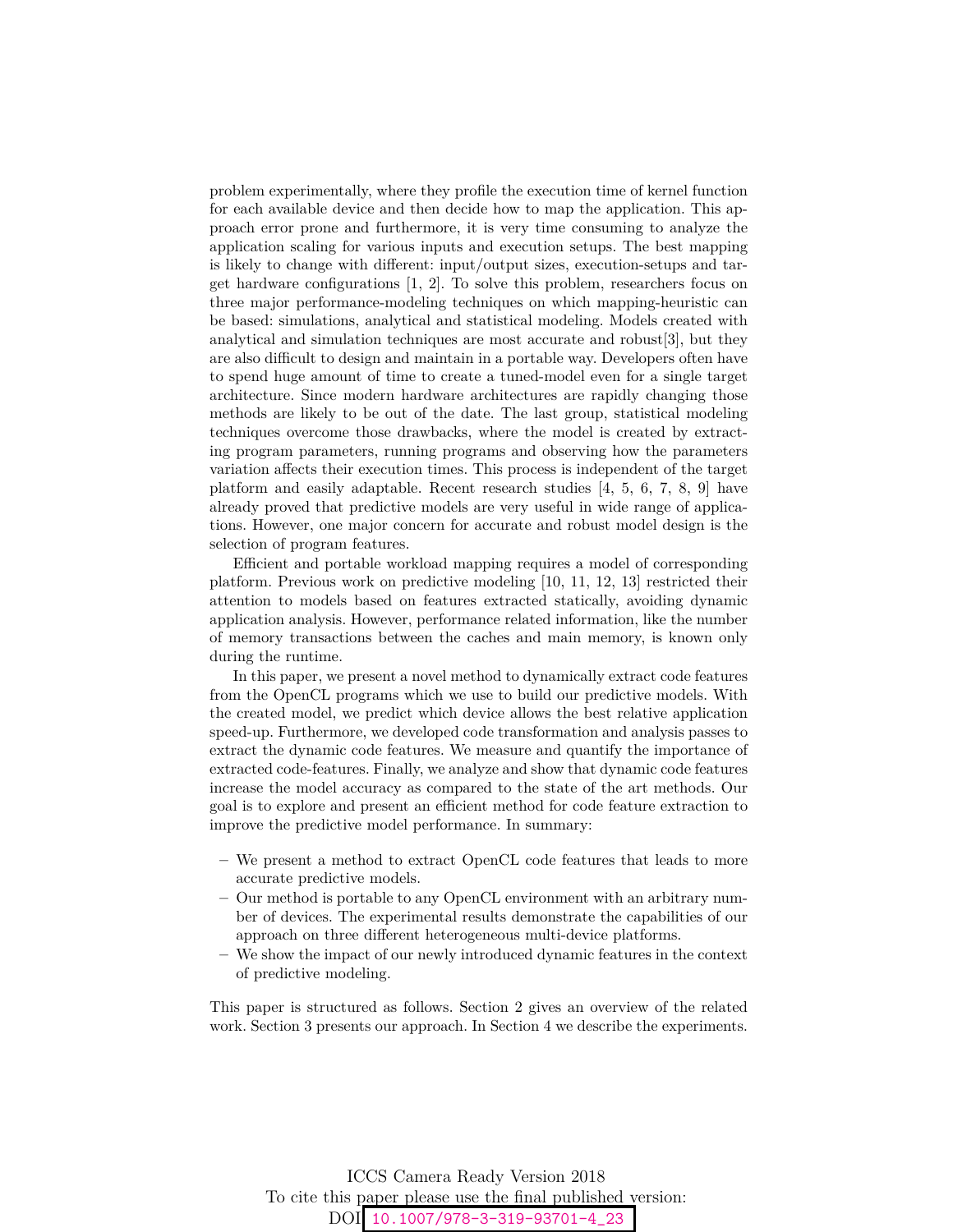problem experimentally, where they profile the execution time of kernel function for each available device and then decide how to map the application. This approach error prone and furthermore, it is very time consuming to analyze the application scaling for various inputs and execution setups. The best mapping is likely to change with different: input/output sizes, execution-setups and target hardware configurations [1, 2]. To solve this problem, researchers focus on three major performance-modeling techniques on which mapping-heuristic can be based: simulations, analytical and statistical modeling. Models created with analytical and simulation techniques are most accurate and robust[3], but they are also difficult to design and maintain in a portable way. Developers often have to spend huge amount of time to create a tuned-model even for a single target architecture. Since modern hardware architectures are rapidly changing those methods are likely to be out of the date. The last group, statistical modeling techniques overcome those drawbacks, where the model is created by extracting program parameters, running programs and observing how the parameters variation affects their execution times. This process is independent of the target platform and easily adaptable. Recent research studies [4, 5, 6, 7, 8, 9] have already proved that predictive models are very useful in wide range of applications. However, one major concern for accurate and robust model design is the selection of program features.

Efficient and portable workload mapping requires a model of corresponding platform. Previous work on predictive modeling [10, 11, 12, 13] restricted their attention to models based on features extracted statically, avoiding dynamic application analysis. However, performance related information, like the number of memory transactions between the caches and main memory, is known only during the runtime.

In this paper, we present a novel method to dynamically extract code features from the OpenCL programs which we use to build our predictive models. With the created model, we predict which device allows the best relative application speed-up. Furthermore, we developed code transformation and analysis passes to extract the dynamic code features. We measure and quantify the importance of extracted code-features. Finally, we analyze and show that dynamic code features increase the model accuracy as compared to the state of the art methods. Our goal is to explore and present an efficient method for code feature extraction to improve the predictive model performance. In summary:

- We present a method to extract OpenCL code features that leads to more accurate predictive models.
- Our method is portable to any OpenCL environment with an arbitrary number of devices. The experimental results demonstrate the capabilities of our approach on three different heterogeneous multi-device platforms.
- We show the impact of our newly introduced dynamic features in the context of predictive modeling.

This paper is structured as follows. Section 2 gives an overview of the related work. Section 3 presents our approach. In Section 4 we describe the experiments.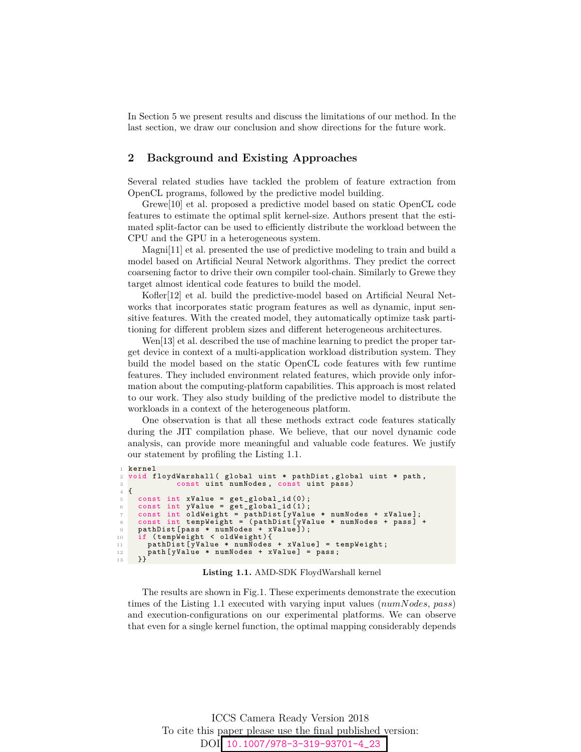In Section 5 we present results and discuss the limitations of our method. In the last section, we draw our conclusion and show directions for the future work.

## 2 Background and Existing Approaches

Several related studies have tackled the problem of feature extraction from OpenCL programs, followed by the predictive model building.

Grewe[10] et al. proposed a predictive model based on static OpenCL code features to estimate the optimal split kernel-size. Authors present that the estimated split-factor can be used to efficiently distribute the workload between the CPU and the GPU in a heterogeneous system.

Magni[11] et al. presented the use of predictive modeling to train and build a model based on Artificial Neural Network algorithms. They predict the correct coarsening factor to drive their own compiler tool-chain. Similarly to Grewe they target almost identical code features to build the model.

Kofler[12] et al. build the predictive-model based on Artificial Neural Networks that incorporates static program features as well as dynamic, input sensitive features. With the created model, they automatically optimize task partitioning for different problem sizes and different heterogeneous architectures.

Wen[13] et al. described the use of machine learning to predict the proper target device in context of a multi-application workload distribution system. They build the model based on the static OpenCL code features with few runtime features. They included environment related features, which provide only information about the computing-platform capabilities. This approach is most related to our work. They also study building of the predictive model to distribute the workloads in a context of the heterogeneous platform.

One observation is that all these methods extract code features statically during the JIT compilation phase. We believe, that our novel dynamic code analysis, can provide more meaningful and valuable code features. We justify our statement by profiling the Listing 1.1.

```
kernel
void floydWarshall( global uint * pathDist,global uint * path,
          const uint numNodes, const uint pass)
{
  const int xValue = get_global_id(0);
  const int yValue = get_global_id(1);
  const int oldWeight = pathDist[yValue * numNodes + xValue];
  const int tempWeight = (pathDist[yValue * numNodes + pass] +
  pathDist[pass * numNodes + xValue]);
  if (tempWeight < oldWeight){
    pathDist[yValue * numNodes + xValue] = tempWeight;
    path[yValue * numNodes + xValue] = pass;
  }}
```

**Listing 1.1.** AMD-SDK FloydWarshall kernel

The results are shown in Fig.1. These experiments demonstrate the execution times of the Listing 1.1 executed with varying input values ($numNodes$, $pass$) and execution-configurations on our experimental platforms. We can observe that even for a single kernel function, the optimal mapping considerably depends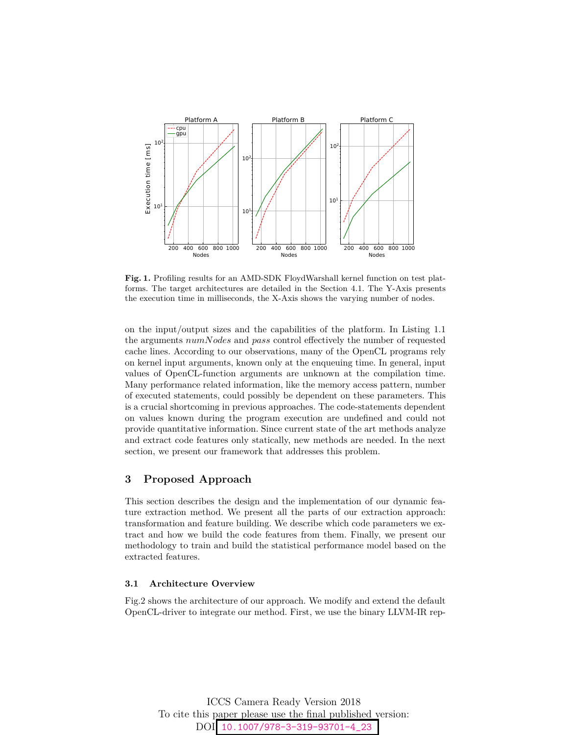**Fig. 1.** Profiling results for an AMD-SDK FloydWarshall kernel function on test platforms. The target architectures are detailed in the Section 4.1. The Y-Axis presents the execution time in milliseconds, the X-Axis shows the varying number of nodes.

on the input/output sizes and the capabilities of the platform. In Listing 1.1 the arguments *numNodes* and *pass* control effectively the number of requested cache lines. According to our observations, many of the OpenCL programs rely on kernel input arguments, known only at the enqueuing time. In general, input values of OpenCL-function arguments are unknown at the compilation time. Many performance related information, like the memory access pattern, number of executed statements, could possibly be dependent on these parameters. This is a crucial shortcoming in previous approaches. The code-statements dependent on values known during the program execution are undefined and could not provide quantitative information. Since current state of the art methods analyze and extract code features only statically, new methods are needed. In the next section, we present our framework that addresses this problem.

## 3 Proposed Approach

This section describes the design and the implementation of our dynamic feature extraction method. We present all the parts of our extraction approach: transformation and feature building. We describe which code parameters we extract and how we build the code features from them. Finally, we present our methodology to train and build the statistical performance model based on the extracted features.

### 3.1 Architecture Overview

Fig.2 shows the architecture of our approach. We modify and extend the default OpenCL-driver to integrate our method. First, we use the binary LLVM-IR rep-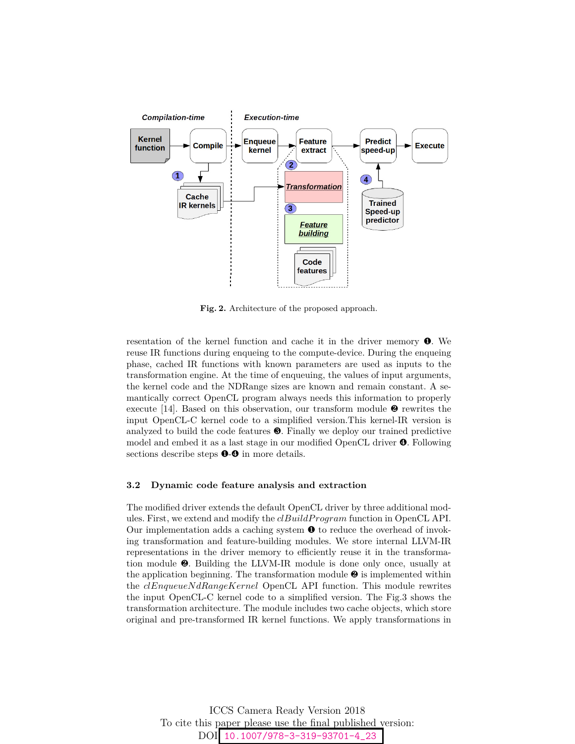Fig. 2. Architecture of the proposed approach.

resentation of the kernel function and cache it in the driver memory ❶. We reuse IR functions during enqueing to the compute-device. During the enqueing phase, cached IR functions with known parameters are used as inputs to the transformation engine. At the time of enqueuing, the values of input arguments, the kernel code and the NDRange sizes are known and remain constant. A semantically correct OpenCL program always needs this information to properly execute [14]. Based on this observation, our transform module ❷ rewrites the input OpenCL-C kernel code to a simplified version.This kernel-IR version is analyzed to build the code features ❸. Finally we deploy our trained predictive model and embed it as a last stage in our modified OpenCL driver ❹. Following sections describe steps ❶-❹ in more details.

### 3.2 Dynamic code feature analysis and extraction

The modified driver extends the default OpenCL driver by three additional modules. First, we extend and modify the *clBuildProgram* function in OpenCL API. Our implementation adds a caching system ❶ to reduce the overhead of invoking transformation and feature-building modules. We store internal LLVM-IR representations in the driver memory to efficiently reuse it in the transformation module ❷. Building the LLVM-IR module is done only once, usually at the application beginning. The transformation module ❷ is implemented within the *clEnqueueNdRangeKernel* OpenCL API function. This module rewrites the input OpenCL-C kernel code to a simplified version. The Fig.3 shows the transformation architecture. The module includes two cache objects, which store original and pre-transformed IR kernel functions. We apply transformations in

ICCS Camera Ready Version 2018
To cite this paper please use the final published version:
DOI: 10.1007/978-3-319-93701-4_23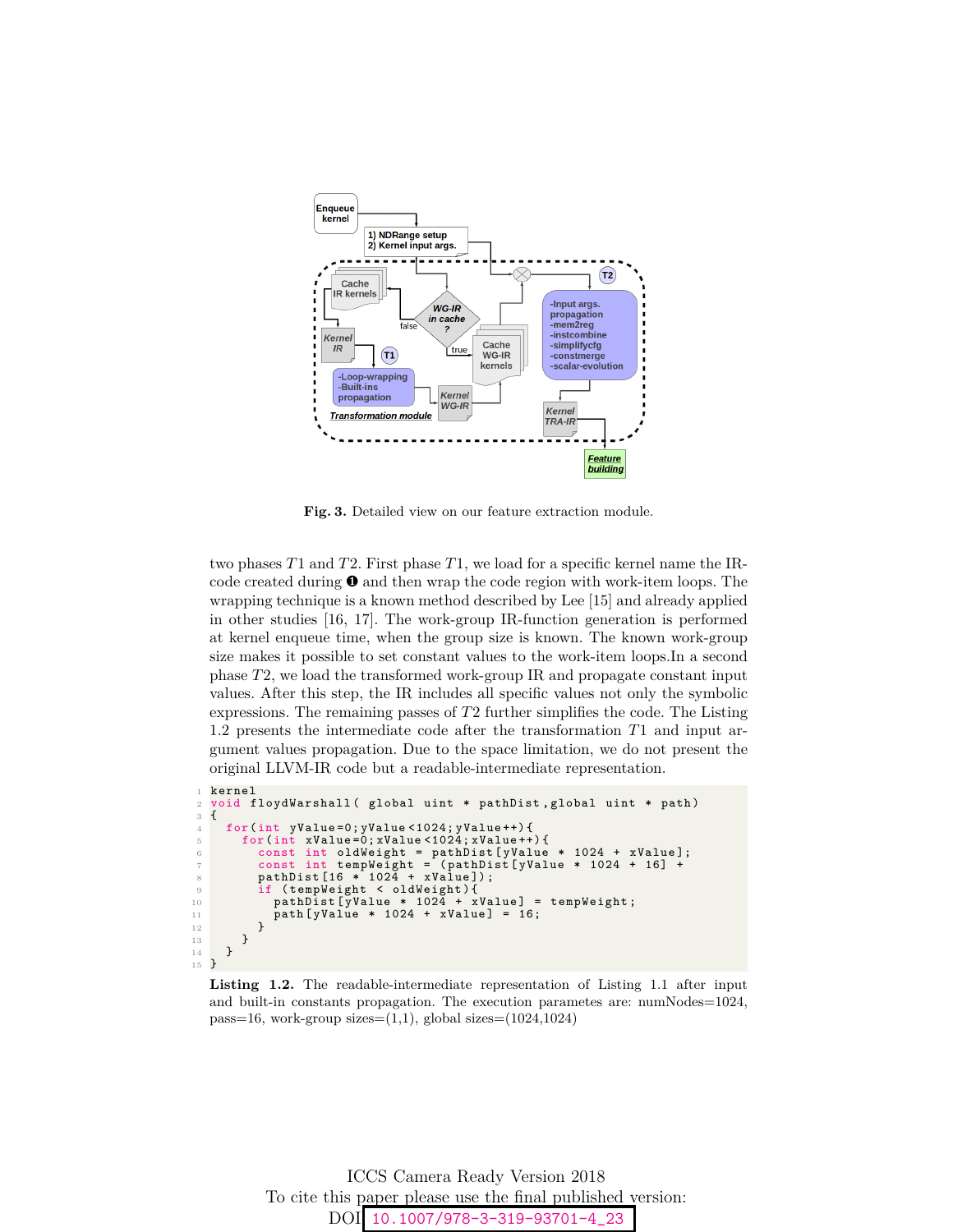**Fig. 3.** Detailed view on our feature extraction module.

two phases $T1$ and $T2$. First phase $T1$, we load for a specific kernel name the IR-code created during ❶ and then wrap the code region with work-item loops. The wrapping technique is a known method described by Lee [15] and already applied in other studies [16, 17]. The work-group IR-function generation is performed at kernel enqueue time, when the group size is known. The known work-group size makes it possible to set constant values to the work-item loops.In a second phase $T2$, we load the transformed work-group IR and propagate constant input values. After this step, the IR includes all specific values not only the symbolic expressions. The remaining passes of $T2$ further simplifies the code. The Listing 1.2 presents the intermediate code after the transformation $T1$ and input argument values propagation. Due to the space limitation, we do not present the original LLVM-IR code but a readable-intermediate representation.

```
kernel
void floydWarshall( global uint * pathDist,global uint * path)
{
  for(int yValue=0;yValue<1024;yValue++){
    for(int xValue=0;xValue<1024;xValue++){
      const int oldWeight = pathDist[yValue * 1024 + xValue];
      const int tempWeight = (pathDist[yValue * 1024 + 16] +
      pathDist[16 * 1024 + xValue]);
      if (tempWeight < oldWeight){
        pathDist[yValue * 1024 + xValue] = tempWeight;
        path[yValue * 1024 + xValue] = 16;
      }
    }
  }
}
```

**Listing 1.2.** The readable-intermediate representation of Listing 1.1 after input and built-in constants propagation. The execution parametes are: numNodes=1024, pass=16, work-group sizes=(1,1), global sizes=(1024,1024)

ICCS Camera Ready Version 2018
To cite this paper please use the final published version:
DOI: 10.1007/978-3-319-93701-4_23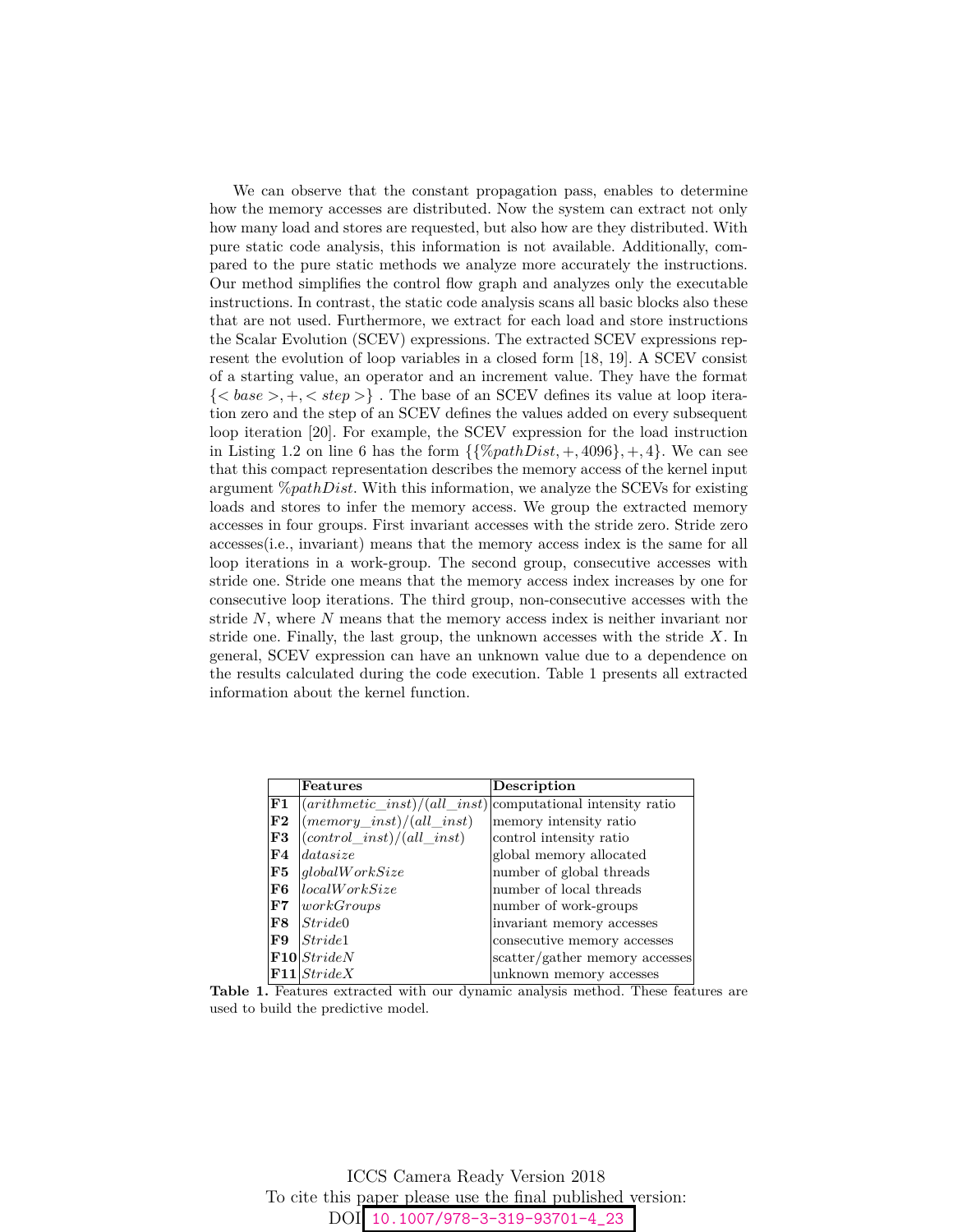We can observe that the constant propagation pass, enables to determine how the memory accesses are distributed. Now the system can extract not only how many load and stores are requested, but also how are they distributed. With pure static code analysis, this information is not available. Additionally, compared to the pure static methods we analyze more accurately the instructions. Our method simplifies the control flow graph and analyzes only the executable instructions. In contrast, the static code analysis scans all basic blocks also these that are not used. Furthermore, we extract for each load and store instructions the Scalar Evolution (SCEV) expressions. The extracted SCEV expressions represent the evolution of loop variables in a closed form [18, 19]. A SCEV consist of a starting value, an operator and an increment value. They have the format $\{<base>, +, <step>\}$ . The base of an SCEV defines its value at loop iteration zero and the step of an SCEV defines the values added on every subsequent loop iteration [20]. For example, the SCEV expression for the load instruction in Listing 1.2 on line 6 has the form $\{\{\%pathDist, +, 4096\}, +, 4\}$. We can see that this compact representation describes the memory access of the kernel input argument $\%pathDist$. With this information, we analyze the SCEVs for existing loads and stores to infer the memory access. We group the extracted memory accesses in four groups. First invariant accesses with the stride zero. Stride zero accesses(i.e., invariant) means that the memory access index is the same for all loop iterations in a work-group. The second group, consecutive accesses with stride one. Stride one means that the memory access index increases by one for consecutive loop iterations. The third group, non-consecutive accesses with the stride $N$, where $N$ means that the memory access index is neither invariant nor stride one. Finally, the last group, the unknown accesses with the stride $X$. In general, SCEV expression can have an unknown value due to a dependence on the results calculated during the code execution. Table 1 presents all extracted information about the kernel function.

| | **Features** | **Description** |
|---|---|---|
| **F1** | $(arithmetic\_inst)/(all\_inst)$ | computational intensity ratio |
| **F2** | $(memory\_inst)/(all\_inst)$ | memory intensity ratio |
| **F3** | $(control\_inst)/(all\_inst)$ | control intensity ratio |
| **F4** | $datasize$ | global memory allocated |
| **F5** | $globalWorkSize$ | number of global threads |
| **F6** | $localWorkSize$ | number of local threads |
| **F7** | $workGroups$ | number of work-groups |
| **F8** | $Stride0$ | invariant memory accesses |
| **F9** | $Stride1$ | consecutive memory accesses |
| **F10** | $StrideN$ | scatter/gather memory accesses |
| **F11** | $StrideX$ | unknown memory accesses |

**Table 1.** Features extracted with our dynamic analysis method. These features are used to build the predictive model.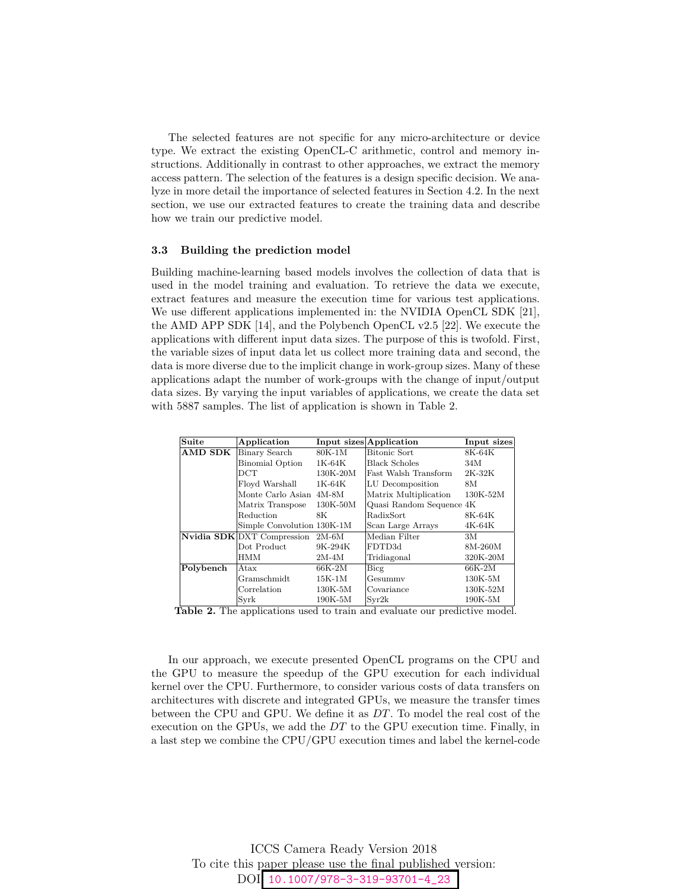The selected features are not specific for any micro-architecture or device type. We extract the existing OpenCL-C arithmetic, control and memory instructions. Additionally in contrast to other approaches, we extract the memory access pattern. The selection of the features is a design specific decision. We analyze in more detail the importance of selected features in Section 4.2. In the next section, we use our extracted features to create the training data and describe how we train our predictive model.

### 3.3 Building the prediction model

Building machine-learning based models involves the collection of data that is used in the model training and evaluation. To retrieve the data we execute, extract features and measure the execution time for various test applications. We use different applications implemented in: the NVIDIA OpenCL SDK [21], the AMD APP SDK [14], and the Polybench OpenCL v2.5 [22]. We execute the applications with different input data sizes. The purpose of this is twofold. First, the variable sizes of input data let us collect more training data and second, the data is more diverse due to the implicit change in work-group sizes. Many of these applications adapt the number of work-groups with the change of input/output data sizes. By varying the input variables of applications, we create the data set with 5887 samples. The list of application is shown in Table 2.

| Suite | Application | Input sizes | Application | Input sizes |
|---|---|---|---|---|
| **AMD SDK** | Binary Search | 80K-1M | Bitonic Sort | 8K-64K |
| | Binomial Option | 1K-64K | Black Scholes | 34M |
| | DCT | 130K-20M | Fast Walsh Transform | 2K-32K |
| | Floyd Warshall | 1K-64K | LU Decomposition | 8M |
| | Monte Carlo Asian | 4M-8M | Matrix Multiplication | 130K-52M |
| | Matrix Transpose | 130K-50M | Quasi Random Sequence | 4K |
| | Reduction | 8K | RadixSort | 8K-64K |
| | Simple Convolution | 130K-1M | Scan Large Arrays | 4K-64K |
| **Nvidia SDK** | DXT Compression | 2M-6M | Median Filter | 3M |
| | Dot Product | 9K-294K | FDTD3d | 8M-260M |
| | HMM | 2M-4M | Tridiagonal | 320K-20M |
| **Polybench** | Atax | 66K-2M | Bicg | 66K-2M |
| | Gramschmidt | 15K-1M | Gesummv | 130K-5M |
| | Correlation | 130K-5M | Covariance | 130K-52M |
| | Syrk | 190K-5M | Syr2k | 190K-5M |

**Table 2.** The applications used to train and evaluate our predictive model.

In our approach, we execute presented OpenCL programs on the CPU and the GPU to measure the speedup of the GPU execution for each individual kernel over the CPU. Furthermore, to consider various costs of data transfers on architectures with discrete and integrated GPUs, we measure the transfer times between the CPU and GPU. We define it as *DT*. To model the real cost of the execution on the GPUs, we add the *DT* to the GPU execution time. Finally, in a last step we combine the CPU/GPU execution times and label the kernel-code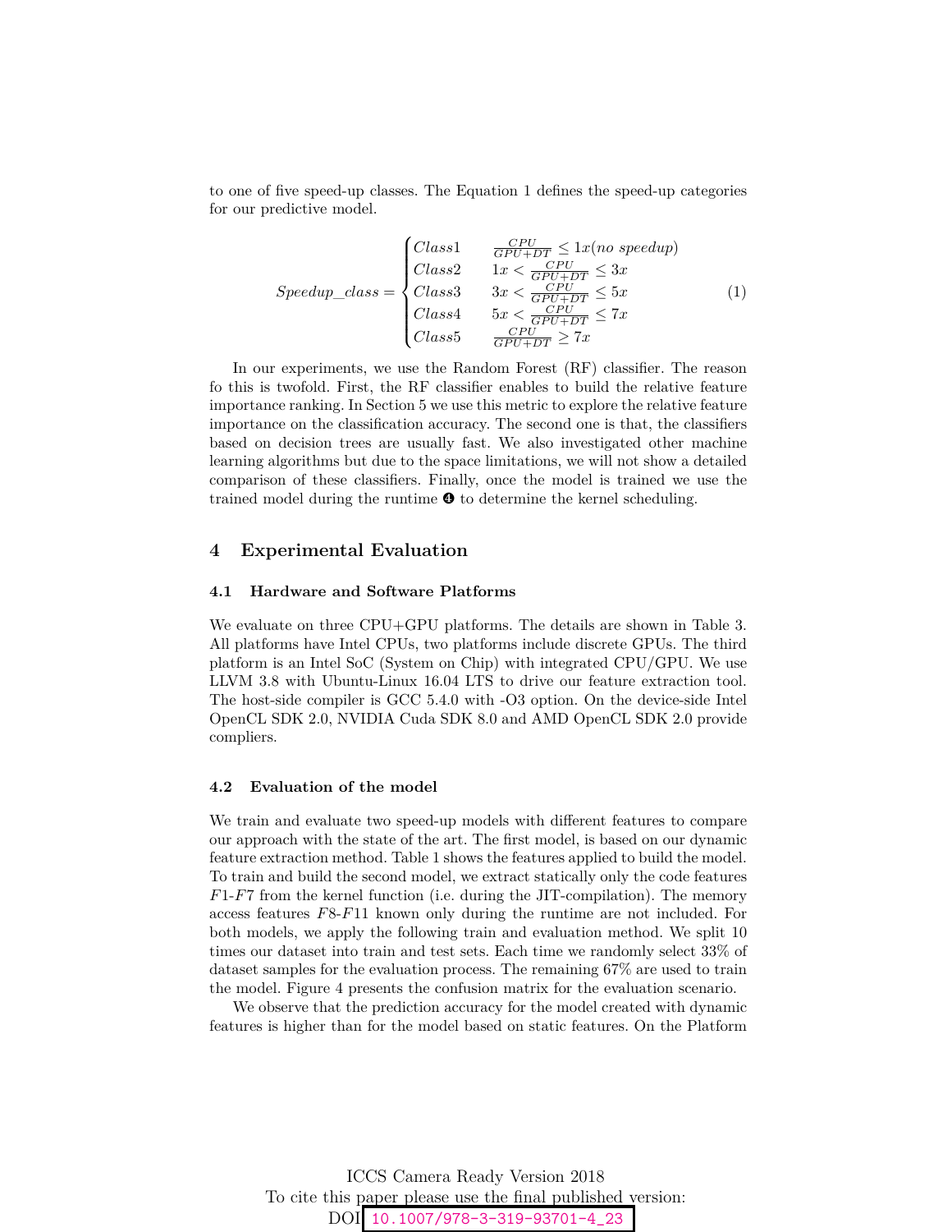to one of five speed-up classes. The Equation 1 defines the speed-up categories for our predictive model.

$$Speedup\_class = \begin{cases} Class1 & \frac{CPU}{GPU+DT} \leq 1x (no\ speedup) \\ Class2 & 1x < \frac{CPU}{GPU+DT} \leq 3x \\ Class3 & 3x < \frac{CPU}{GPU+DT} \leq 5x \\ Class4 & 5x < \frac{CPU}{GPU+DT} \leq 7x \\ Class5 & \frac{CPU}{GPU+DT} \geq 7x \end{cases} \quad (1)$$

In our experiments, we use the Random Forest (RF) classifier. The reason fo this is twofold. First, the RF classifier enables to build the relative feature importance ranking. In Section 5 we use this metric to explore the relative feature importance on the classification accuracy. The second one is that, the classifiers based on decision trees are usually fast. We also investigated other machine learning algorithms but due to the space limitations, we will not show a detailed comparison of these classifiers. Finally, once the model is trained we use the trained model during the runtime ❹ to determine the kernel scheduling.

## 4 Experimental Evaluation

### 4.1 Hardware and Software Platforms

We evaluate on three CPU+GPU platforms. The details are shown in Table 3. All platforms have Intel CPUs, two platforms include discrete GPUs. The third platform is an Intel SoC (System on Chip) with integrated CPU/GPU. We use LLVM 3.8 with Ubuntu-Linux 16.04 LTS to drive our feature extraction tool. The host-side compiler is GCC 5.4.0 with -O3 option. On the device-side Intel OpenCL SDK 2.0, NVIDIA Cuda SDK 8.0 and AMD OpenCL SDK 2.0 provide compliers.

### 4.2 Evaluation of the model

We train and evaluate two speed-up models with different features to compare our approach with the state of the art. The first model, is based on our dynamic feature extraction method. Table 1 shows the features applied to build the model. To train and build the second model, we extract statically only the code features $F1$-$F7$ from the kernel function (i.e. during the JIT-compilation). The memory access features $F8$-$F11$ known only during the runtime are not included. For both models, we apply the following train and evaluation method. We split 10 times our dataset into train and test sets. Each time we randomly select 33% of dataset samples for the evaluation process. The remaining 67% are used to train the model. Figure 4 presents the confusion matrix for the evaluation scenario.

We observe that the prediction accuracy for the model created with dynamic features is higher than for the model based on static features. On the Platform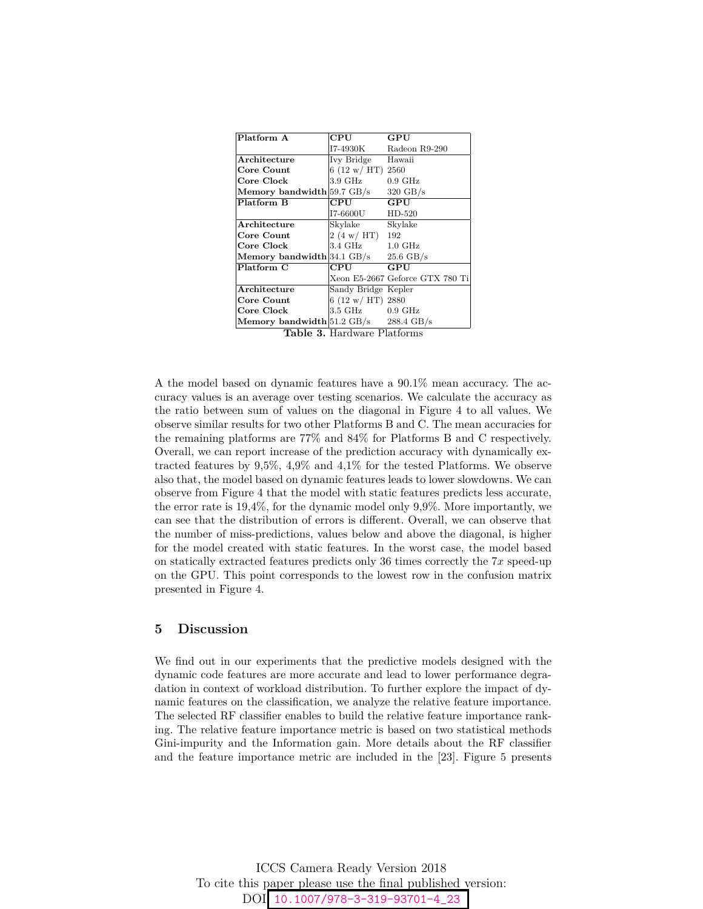| Platform A | CPU | GPU |
|---|---|---|
| | I7-4930K | Radeon R9-290 |
| **Architecture** | Ivy Bridge | Hawaii |
| **Core Count** | 6 (12 w/ HT) | 2560 |
| **Core Clock** | 3.9 GHz | 0.9 GHz |
| **Memory bandwidth** | 59.7 GB/s | 320 GB/s |
| **Platform B** | **CPU** | **GPU** |
| | I7-6600U | HD-520 |
| **Architecture** | Skylake | Skylake |
| **Core Count** | 2 (4 w/ HT) | 192 |
| **Core Clock** | 3.4 GHz | 1.0 GHz |
| **Memory bandwidth** | 34.1 GB/s | 25.6 GB/s |
| **Platform C** | **CPU** | **GPU** |
| | Xeon E5-2667 | Geforce GTX 780 Ti |
| **Architecture** | Sandy Bridge | Kepler |
| **Core Count** | 6 (12 w/ HT) | 2880 |
| **Core Clock** | 3.5 GHz | 0.9 GHz |
| **Memory bandwidth** | 51.2 GB/s | 288.4 GB/s |

**Table 3.** Hardware Platforms

A the model based on dynamic features have a 90.1% mean accuracy. The accuracy values is an average over testing scenarios. We calculate the accuracy as the ratio between sum of values on the diagonal in Figure 4 to all values. We observe similar results for two other Platforms B and C. The mean accuracies for the remaining platforms are 77% and 84% for Platforms B and C respectively. Overall, we can report increase of the prediction accuracy with dynamically extracted features by 9,5%, 4,9% and 4,1% for the tested Platforms. We observe also that, the model based on dynamic features leads to lower slowdowns. We can observe from Figure 4 that the model with static features predicts less accurate, the error rate is 19,4%, for the dynamic model only 9,9%. More importantly, we can see that the distribution of errors is different. Overall, we can observe that the number of miss-predictions, values below and above the diagonal, is higher for the model created with static features. In the worst case, the model based on statically extracted features predicts only 36 times correctly the $7x$ speed-up on the GPU. This point corresponds to the lowest row in the confusion matrix presented in Figure 4.

## 5 Discussion

We find out in our experiments that the predictive models designed with the dynamic code features are more accurate and lead to lower performance degradation in context of workload distribution. To further explore the impact of dynamic features on the classification, we analyze the relative feature importance. The selected RF classifier enables to build the relative feature importance ranking. The relative feature importance metric is based on two statistical methods Gini-impurity and the Information gain. More details about the RF classifier and the feature importance metric are included in the [23]. Figure 5 presents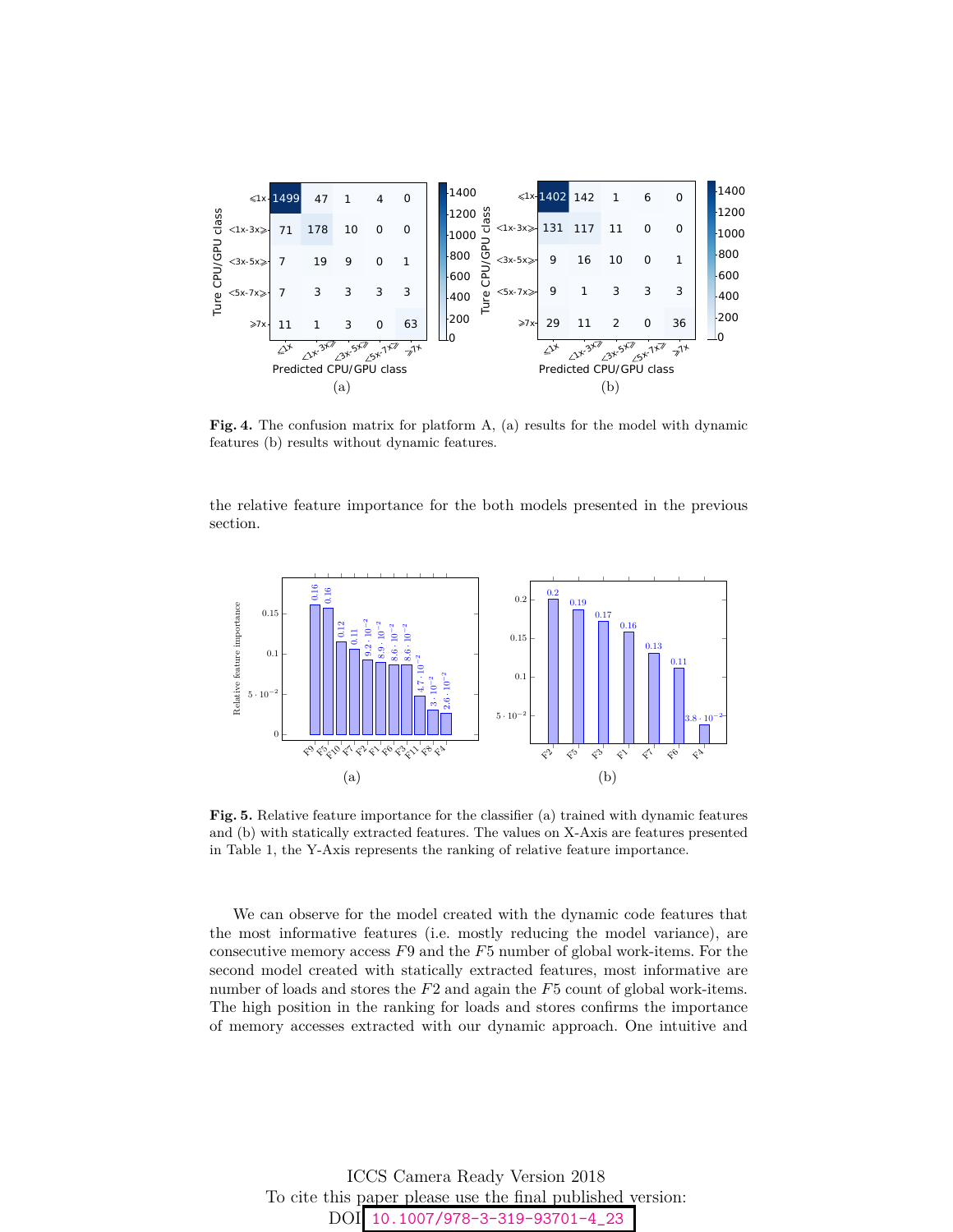**Fig. 4.** The confusion matrix for platform A, (a) results for the model with dynamic features (b) results without dynamic features.

the relative feature importance for the both models presented in the previous section.

**Fig. 5.** Relative feature importance for the classifier (a) trained with dynamic features and (b) with statically extracted features. The values on X-Axis are features presented in Table 1, the Y-Axis represents the ranking of relative feature importance.

We can observe for the model created with the dynamic code features that the most informative features (i.e. mostly reducing the model variance), are consecutive memory access $F9$ and the $F5$ number of global work-items. For the second model created with statically extracted features, most informative are number of loads and stores the $F2$ and again the $F5$ count of global work-items. The high position in the ranking for loads and stores confirms the importance of memory accesses extracted with our dynamic approach. One intuitive and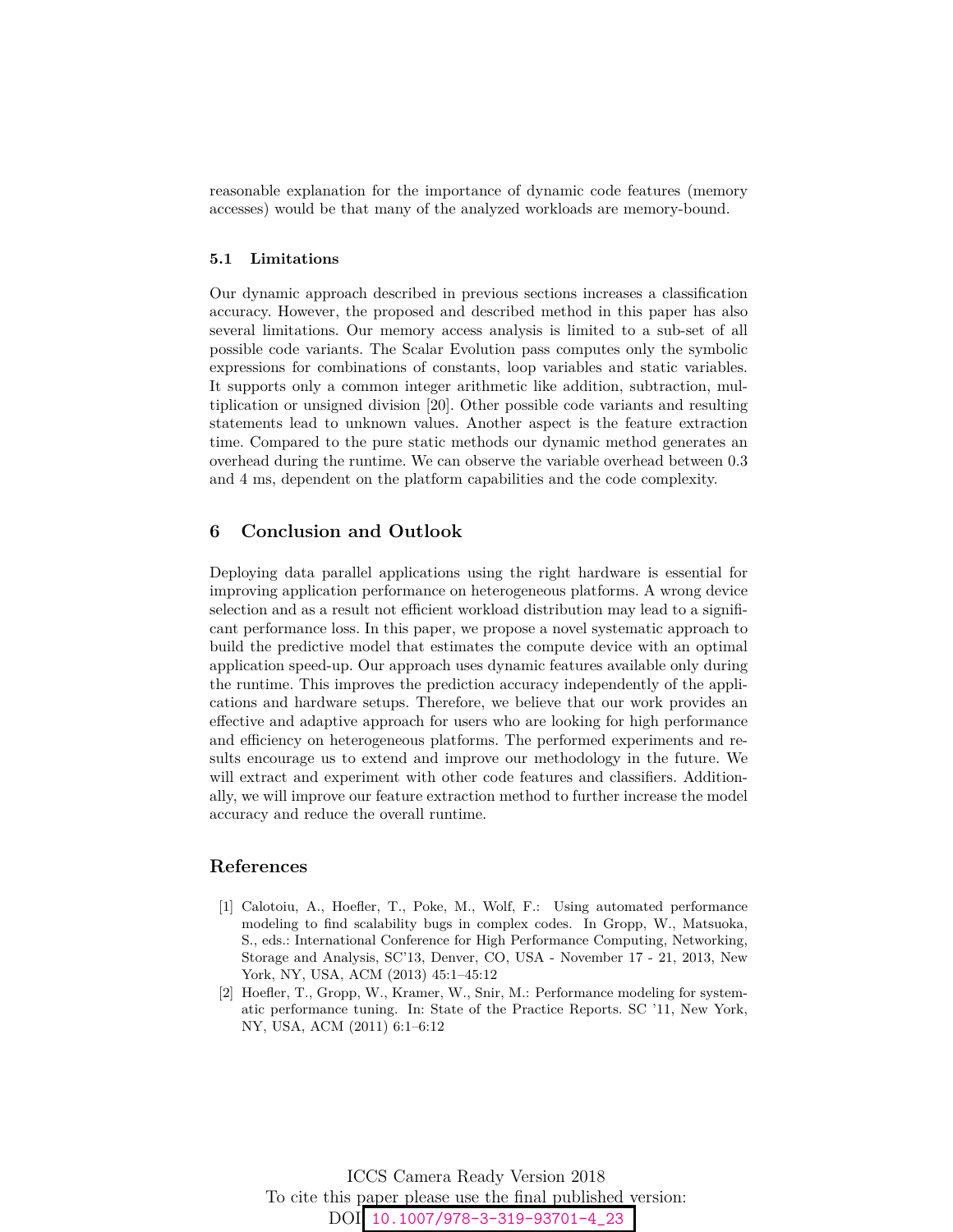reasonable explanation for the importance of dynamic code features (memory accesses) would be that many of the analyzed workloads are memory-bound.

### 5.1 Limitations

Our dynamic approach described in previous sections increases a classification accuracy. However, the proposed and described method in this paper has also several limitations. Our memory access analysis is limited to a sub-set of all possible code variants. The Scalar Evolution pass computes only the symbolic expressions for combinations of constants, loop variables and static variables. It supports only a common integer arithmetic like addition, subtraction, multiplication or unsigned division [20]. Other possible code variants and resulting statements lead to unknown values. Another aspect is the feature extraction time. Compared to the pure static methods our dynamic method generates an overhead during the runtime. We can observe the variable overhead between 0.3 and 4 ms, dependent on the platform capabilities and the code complexity.

## 6 Conclusion and Outlook

Deploying data parallel applications using the right hardware is essential for improving application performance on heterogeneous platforms. A wrong device selection and as a result not efficient workload distribution may lead to a significant performance loss. In this paper, we propose a novel systematic approach to build the predictive model that estimates the compute device with an optimal application speed-up. Our approach uses dynamic features available only during the runtime. This improves the prediction accuracy independently of the applications and hardware setups. Therefore, we believe that our work provides an effective and adaptive approach for users who are looking for high performance and efficiency on heterogeneous platforms. The performed experiments and results encourage us to extend and improve our methodology in the future. We will extract and experiment with other code features and classifiers. Additionally, we will improve our feature extraction method to further increase the model accuracy and reduce the overall runtime.

## References

[1] Calotoiu, A., Hoefler, T., Poke, M., Wolf, F.: Using automated performance modeling to find scalability bugs in complex codes. In Gropp, W., Matsuoka, S., eds.: International Conference for High Performance Computing, Networking, Storage and Analysis, SC'13, Denver, CO, USA - November 17 - 21, 2013, New York, NY, USA, ACM (2013) 45:1–45:12

[2] Hoefler, T., Gropp, W., Kramer, W., Snir, M.: Performance modeling for systematic performance tuning. In: State of the Practice Reports. SC '11, New York, NY, USA, ACM (2011) 6:1–6:12

ICCS Camera Ready Version 2018
To cite this paper please use the final published version:
DOI: 10.1007/978-3-319-93701-4_23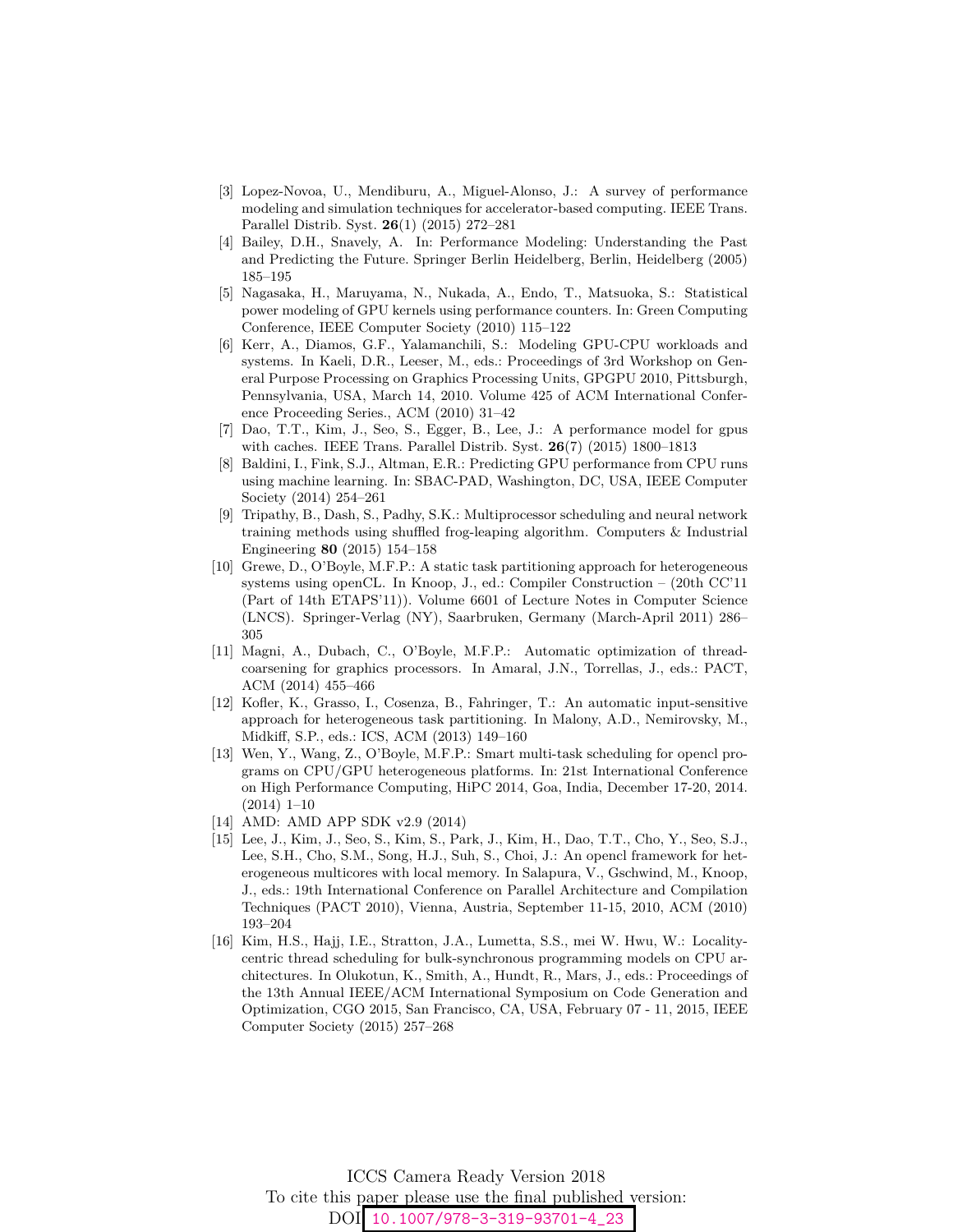[3] Lopez-Novoa, U., Mendiburu, A., Miguel-Alonso, J.: A survey of performance modeling and simulation techniques for accelerator-based computing. IEEE Trans. Parallel Distrib. Syst. **26**(1) (2015) 272–281

[4] Bailey, D.H., Snavely, A. In: Performance Modeling: Understanding the Past and Predicting the Future. Springer Berlin Heidelberg, Berlin, Heidelberg (2005) 185–195

[5] Nagasaka, H., Maruyama, N., Nukada, A., Endo, T., Matsuoka, S.: Statistical power modeling of GPU kernels using performance counters. In: Green Computing Conference, IEEE Computer Society (2010) 115–122

[6] Kerr, A., Diamos, G.F., Yalamanchili, S.: Modeling GPU-CPU workloads and systems. In Kaeli, D.R., Leeser, M., eds.: Proceedings of 3rd Workshop on General Purpose Processing on Graphics Processing Units, GPGPU 2010, Pittsburgh, Pennsylvania, USA, March 14, 2010. Volume 425 of ACM International Conference Proceeding Series., ACM (2010) 31–42

[7] Dao, T.T., Kim, J., Seo, S., Egger, B., Lee, J.: A performance model for gpus with caches. IEEE Trans. Parallel Distrib. Syst. **26**(7) (2015) 1800–1813

[8] Baldini, I., Fink, S.J., Altman, E.R.: Predicting GPU performance from CPU runs using machine learning. In: SBAC-PAD, Washington, DC, USA, IEEE Computer Society (2014) 254–261

[9] Tripathy, B., Dash, S., Padhy, S.K.: Multiprocessor scheduling and neural network training methods using shuffled frog-leaping algorithm. Computers & Industrial Engineering **80** (2015) 154–158

[10] Grewe, D., O'Boyle, M.F.P.: A static task partitioning approach for heterogeneous systems using openCL. In Knoop, J., ed.: Compiler Construction – (20th CC'11 (Part of 14th ETAPS'11)). Volume 6601 of Lecture Notes in Computer Science (LNCS). Springer-Verlag (NY), Saarbruken, Germany (March-April 2011) 286–305

[11] Magni, A., Dubach, C., O'Boyle, M.F.P.: Automatic optimization of thread-coarsening for graphics processors. In Amaral, J.N., Torrellas, J., eds.: PACT, ACM (2014) 455–466

[12] Kofler, K., Grasso, I., Cosenza, B., Fahringer, T.: An automatic input-sensitive approach for heterogeneous task partitioning. In Malony, A.D., Nemirovsky, M., Midkiff, S.P., eds.: ICS, ACM (2013) 149–160

[13] Wen, Y., Wang, Z., O'Boyle, M.F.P.: Smart multi-task scheduling for opencl programs on CPU/GPU heterogeneous platforms. In: 21st International Conference on High Performance Computing, HiPC 2014, Goa, India, December 17-20, 2014. (2014) 1–10

[14] AMD: AMD APP SDK v2.9 (2014)

[15] Lee, J., Kim, J., Seo, S., Kim, S., Park, J., Kim, H., Dao, T.T., Cho, Y., Seo, S.J., Lee, S.H., Cho, S.M., Song, H.J., Suh, S., Choi, J.: An opencl framework for heterogeneous multicores with local memory. In Salapura, V., Gschwind, M., Knoop, J., eds.: 19th International Conference on Parallel Architecture and Compilation Techniques (PACT 2010), Vienna, Austria, September 11-15, 2010, ACM (2010) 193–204

[16] Kim, H.S., Hajj, I.E., Stratton, J.A., Lumetta, S.S., mei W. Hwu, W.: Locality-centric thread scheduling for bulk-synchronous programming models on CPU architectures. In Olukotun, K., Smith, A., Hundt, R., Mars, J., eds.: Proceedings of the 13th Annual IEEE/ACM International Symposium on Code Generation and Optimization, CGO 2015, San Francisco, CA, USA, February 07 - 11, 2015, IEEE Computer Society (2015) 257–268

ICCS Camera Ready Version 2018
To cite this paper please use the final published version:
DOI: 10.1007/978-3-319-93701-4_23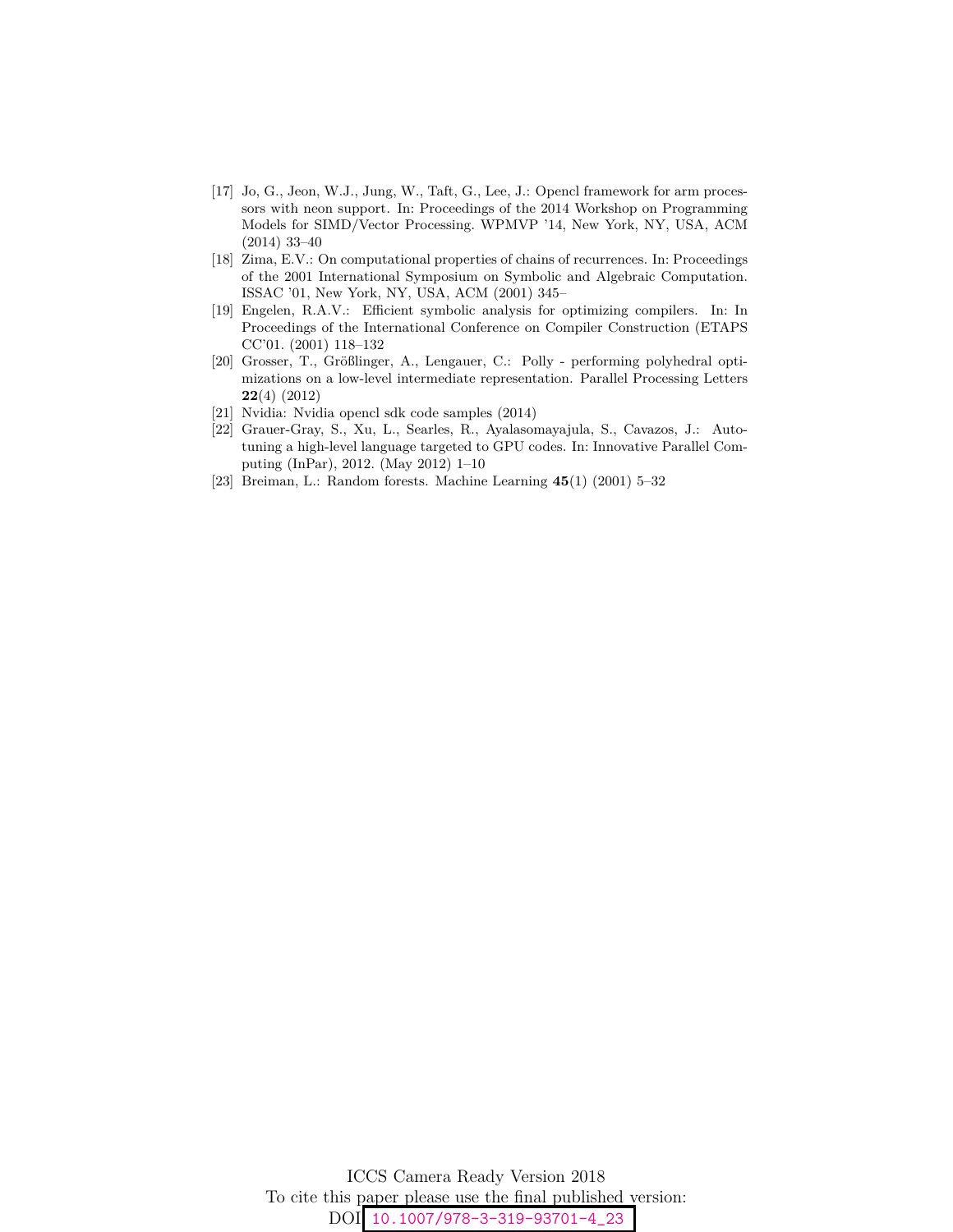[17] Jo, G., Jeon, W.J., Jung, W., Taft, G., Lee, J.: Opencl framework for arm processors with neon support. In: Proceedings of the 2014 Workshop on Programming Models for SIMD/Vector Processing. WPMVP '14, New York, NY, USA, ACM (2014) 33–40

[18] Zima, E.V.: On computational properties of chains of recurrences. In: Proceedings of the 2001 International Symposium on Symbolic and Algebraic Computation. ISSAC '01, New York, NY, USA, ACM (2001) 345–

[19] Engelen, R.A.V.: Efficient symbolic analysis for optimizing compilers. In: In Proceedings of the International Conference on Compiler Construction (ETAPS CC'01. (2001) 118–132

[20] Grosser, T., Größlinger, A., Lengauer, C.: Polly - performing polyhedral optimizations on a low-level intermediate representation. Parallel Processing Letters **22**(4) (2012)

[21] Nvidia: Nvidia opencl sdk code samples (2014)

[22] Grauer-Gray, S., Xu, L., Searles, R., Ayalasomayajula, S., Cavazos, J.: Autotuning a high-level language targeted to GPU codes. In: Innovative Parallel Computing (InPar), 2012. (May 2012) 1–10

[23] Breiman, L.: Random forests. Machine Learning **45**(1) (2001) 5–32

ICCS Camera Ready Version 2018
To cite this paper please use the final published version:
DOI: 10.1007/978-3-319-93701-4_23